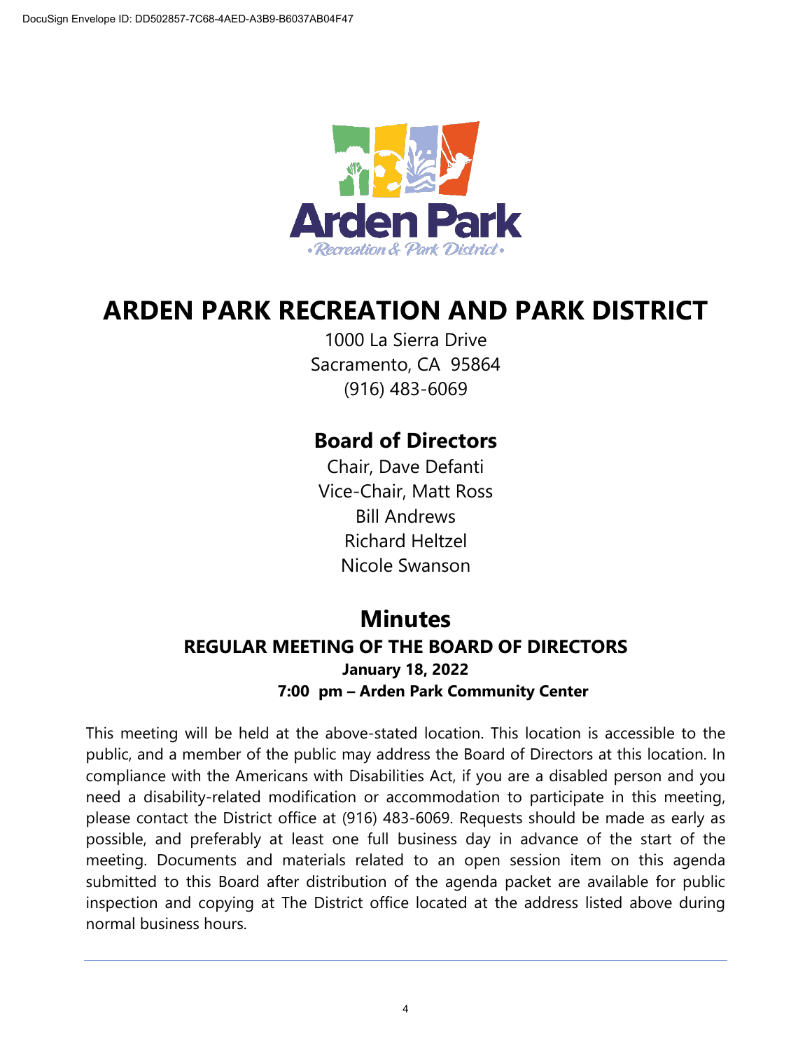DocuSign Envelope ID: DD502857-7C68-4AED-A3B9-B6037AB04F47

# ARDEN PARK RECREATION AND PARK DISTRICT

1000 La Sierra Drive
Sacramento, CA 95864
(916) 483-6069

## Board of Directors

Chair, Dave Defanti
Vice-Chair, Matt Ross
Bill Andrews
Richard Heltzel
Nicole Swanson

## Minutes

### REGULAR MEETING OF THE BOARD OF DIRECTORS

**January 18, 2022**

**7:00 pm – Arden Park Community Center**

This meeting will be held at the above-stated location. This location is accessible to the public, and a member of the public may address the Board of Directors at this location. In compliance with the Americans with Disabilities Act, if you are a disabled person and you need a disability-related modification or accommodation to participate in this meeting, please contact the District office at (916) 483-6069. Requests should be made as early as possible, and preferably at least one full business day in advance of the start of the meeting. Documents and materials related to an open session item on this agenda submitted to this Board after distribution of the agenda packet are available for public inspection and copying at The District office located at the address listed above during normal business hours.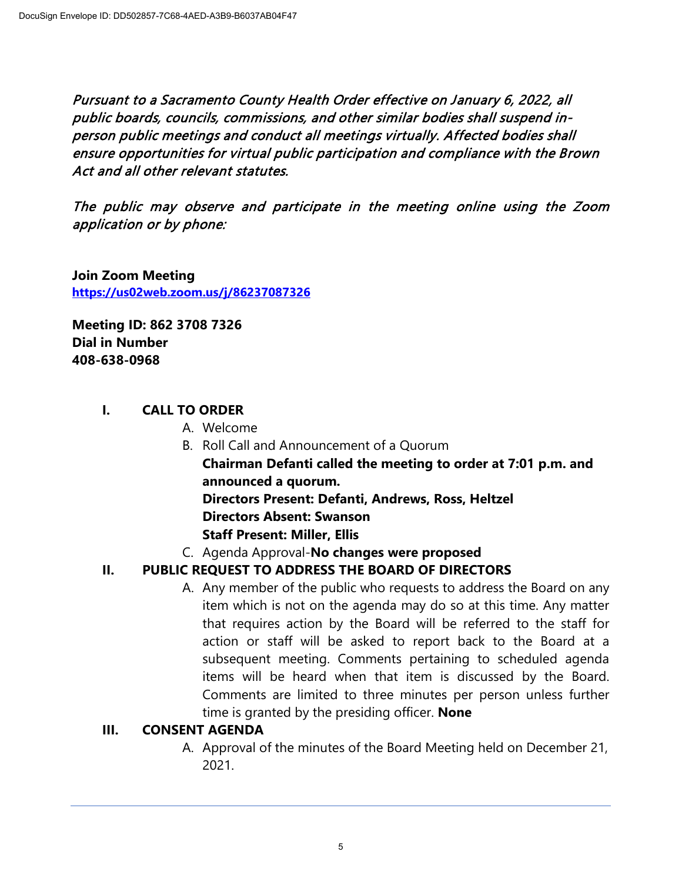*Pursuant to a Sacramento County Health Order effective on January 6, 2022, all public boards, councils, commissions, and other similar bodies shall suspend in-person public meetings and conduct all meetings virtually. Affected bodies shall ensure opportunities for virtual public participation and compliance with the Brown Act and all other relevant statutes.*

*The public may observe and participate in the meeting online using the Zoom application or by phone:*

**Join Zoom Meeting**
**https://us02web.zoom.us/j/86237087326**

**Meeting ID: 862 3708 7326**
**Dial in Number**
**408-638-0968**

## I. CALL TO ORDER

A. Welcome

B. Roll Call and Announcement of a Quorum
**Chairman Defanti called the meeting to order at 7:01 p.m. and announced a quorum.**
**Directors Present: Defanti, Andrews, Ross, Heltzel**
**Directors Absent: Swanson**
**Staff Present: Miller, Ellis**

C. Agenda Approval-**No changes were proposed**

## II. PUBLIC REQUEST TO ADDRESS THE BOARD OF DIRECTORS

A. Any member of the public who requests to address the Board on any item which is not on the agenda may do so at this time. Any matter that requires action by the Board will be referred to the staff for action or staff will be asked to report back to the Board at a subsequent meeting. Comments pertaining to scheduled agenda items will be heard when that item is discussed by the Board. Comments are limited to three minutes per person unless further time is granted by the presiding officer. **None**

## III. CONSENT AGENDA

A. Approval of the minutes of the Board Meeting held on December 21, 2021.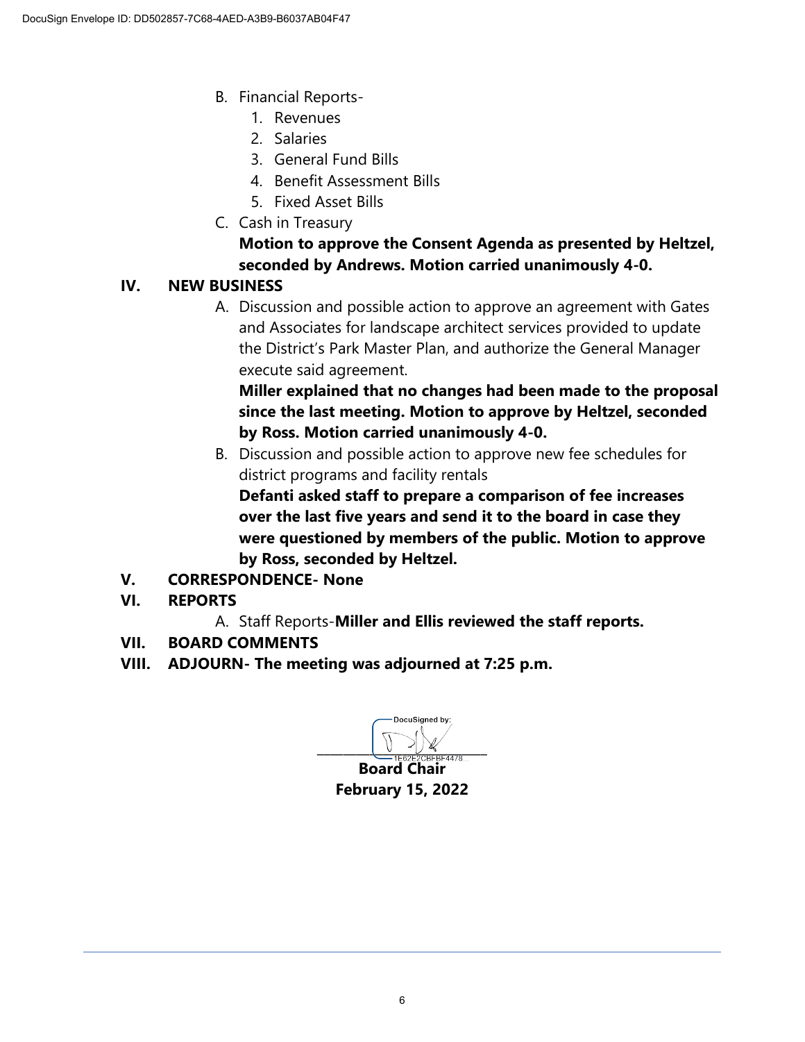B. Financial Reports-
   1. Revenues
   2. Salaries
   3. General Fund Bills
   4. Benefit Assessment Bills
   5. Fixed Asset Bills

C. Cash in Treasury

   **Motion to approve the Consent Agenda as presented by Heltzel, seconded by Andrews. Motion carried unanimously 4-0.**

## IV. NEW BUSINESS

A. Discussion and possible action to approve an agreement with Gates and Associates for landscape architect services provided to update the District's Park Master Plan, and authorize the General Manager execute said agreement.

   **Miller explained that no changes had been made to the proposal since the last meeting. Motion to approve by Heltzel, seconded by Ross. Motion carried unanimously 4-0.**

B. Discussion and possible action to approve new fee schedules for district programs and facility rentals

   **Defanti asked staff to prepare a comparison of fee increases over the last five years and send it to the board in case they were questioned by members of the public. Motion to approve by Ross, seconded by Heltzel.**

## V. CORRESPONDENCE- None

## VI. REPORTS

A. Staff Reports-**Miller and Ellis reviewed the staff reports.**

## VII. BOARD COMMENTS

## VIII. ADJOURN- The meeting was adjourned at 7:25 p.m.

DocuSigned by:

1E62E2CBFBF4478...

**Board Chair**

**February 15, 2022**